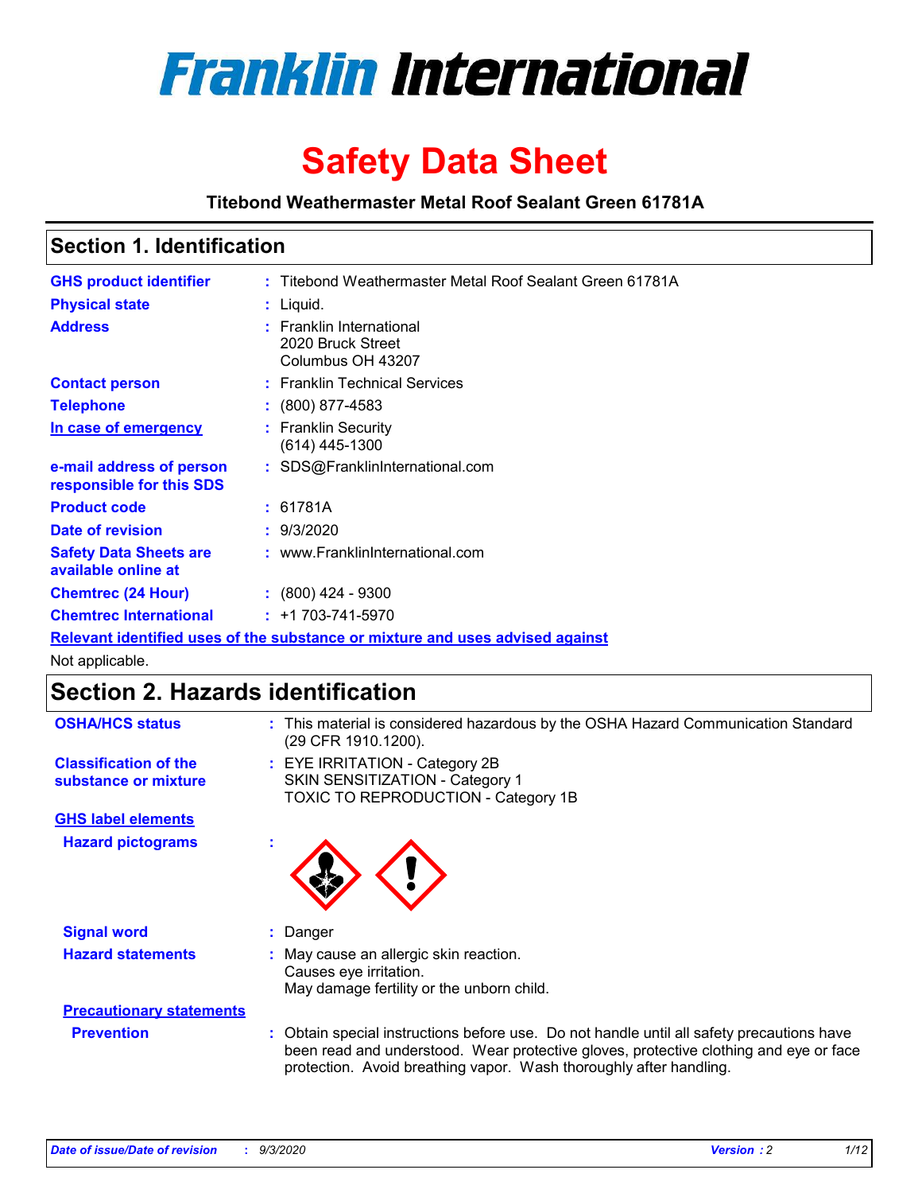# Franklin International

# Safety Data Sheet

**Titebond Weathermaster Metal Roof Sealant Green 61781A**

## Section 1. Identification

| | | |
|---|---|---|
| **GHS product identifier** | : | Titebond Weathermaster Metal Roof Sealant Green 61781A |
| **Physical state** | : | Liquid. |
| **Address** | : | Franklin International<br>2020 Bruck Street<br>Columbus OH 43207 |
| **Contact person** | : | Franklin Technical Services |
| **Telephone** | : | (800) 877-4583 |
| **In case of emergency** | : | Franklin Security<br>(614) 445-1300 |
| **e-mail address of person responsible for this SDS** | : | SDS@FranklinInternational.com |
| **Product code** | : | 61781A |
| **Date of revision** | : | 9/3/2020 |
| **Safety Data Sheets are available online at** | : | www.FranklinInternational.com |
| **Chemtrec (24 Hour)** | : | (800) 424 - 9300 |
| **Chemtrec International** | : | +1 703-741-5970 |

**Relevant identified uses of the substance or mixture and uses advised against**

Not applicable.

## Section 2. Hazards identification

| | | |
|---|---|---|
| **OSHA/HCS status** | : | This material is considered hazardous by the OSHA Hazard Communication Standard (29 CFR 1910.1200). |
| **Classification of the substance or mixture** | : | EYE IRRITATION - Category 2B<br>SKIN SENSITIZATION - Category 1<br>TOXIC TO REPRODUCTION - Category 1B |

**GHS label elements**

| | | |
|---|---|---|
| **Hazard pictograms** | : | |
| **Signal word** | : | Danger |
| **Hazard statements** | : | May cause an allergic skin reaction.<br>Causes eye irritation.<br>May damage fertility or the unborn child. |

**Precautionary statements**

| | | |
|---|---|---|
| **Prevention** | : | Obtain special instructions before use. Do not handle until all safety precautions have been read and understood. Wear protective gloves, protective clothing and eye or face protection. Avoid breathing vapor. Wash thoroughly after handling. |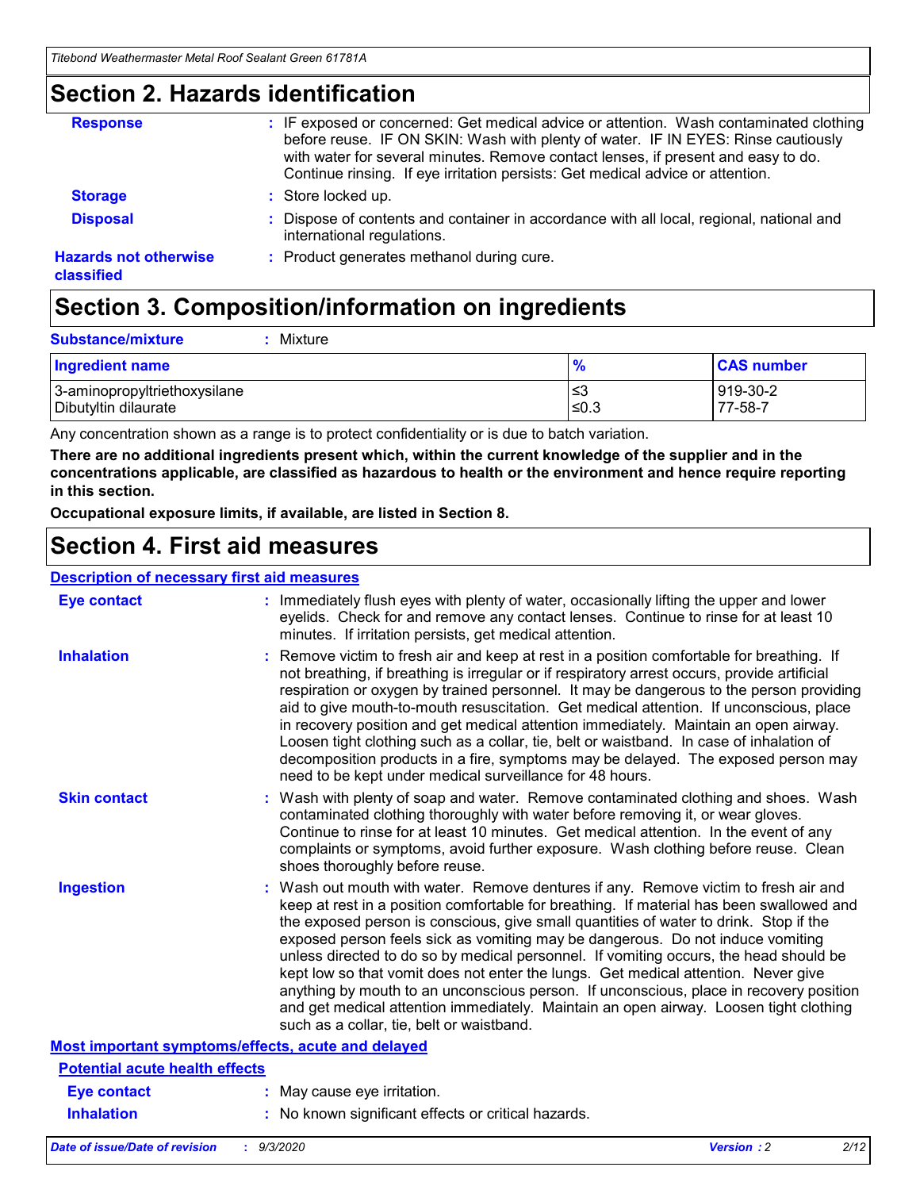## Section 2. Hazards identification

**Response** : IF exposed or concerned: Get medical advice or attention. Wash contaminated clothing before reuse. IF ON SKIN: Wash with plenty of water. IF IN EYES: Rinse cautiously with water for several minutes. Remove contact lenses, if present and easy to do. Continue rinsing. If eye irritation persists: Get medical advice or attention.

**Storage** : Store locked up.

**Disposal** : Dispose of contents and container in accordance with all local, regional, national and international regulations.

**Hazards not otherwise classified** : Product generates methanol during cure.

## Section 3. Composition/information on ingredients

**Substance/mixture** : Mixture

| Ingredient name | % | CAS number |
|---|---|---|
| 3-aminopropyltriethoxysilane | ≤3 | 919-30-2 |
| Dibutyltin dilaurate | ≤0.3 | 77-58-7 |

Any concentration shown as a range is to protect confidentiality or is due to batch variation.

**There are no additional ingredients present which, within the current knowledge of the supplier and in the concentrations applicable, are classified as hazardous to health or the environment and hence require reporting in this section.**

**Occupational exposure limits, if available, are listed in Section 8.**

## Section 4. First aid measures

### Description of necessary first aid measures

**Eye contact** : Immediately flush eyes with plenty of water, occasionally lifting the upper and lower eyelids. Check for and remove any contact lenses. Continue to rinse for at least 10 minutes. If irritation persists, get medical attention.

**Inhalation** : Remove victim to fresh air and keep at rest in a position comfortable for breathing. If not breathing, if breathing is irregular or if respiratory arrest occurs, provide artificial respiration or oxygen by trained personnel. It may be dangerous to the person providing aid to give mouth-to-mouth resuscitation. Get medical attention. If unconscious, place in recovery position and get medical attention immediately. Maintain an open airway. Loosen tight clothing such as a collar, tie, belt or waistband. In case of inhalation of decomposition products in a fire, symptoms may be delayed. The exposed person may need to be kept under medical surveillance for 48 hours.

**Skin contact** : Wash with plenty of soap and water. Remove contaminated clothing and shoes. Wash contaminated clothing thoroughly with water before removing it, or wear gloves. Continue to rinse for at least 10 minutes. Get medical attention. In the event of any complaints or symptoms, avoid further exposure. Wash clothing before reuse. Clean shoes thoroughly before reuse.

**Ingestion** : Wash out mouth with water. Remove dentures if any. Remove victim to fresh air and keep at rest in a position comfortable for breathing. If material has been swallowed and the exposed person is conscious, give small quantities of water to drink. Stop if the exposed person feels sick as vomiting may be dangerous. Do not induce vomiting unless directed to do so by medical personnel. If vomiting occurs, the head should be kept low so that vomit does not enter the lungs. Get medical attention. Never give anything by mouth to an unconscious person. If unconscious, place in recovery position and get medical attention immediately. Maintain an open airway. Loosen tight clothing such as a collar, tie, belt or waistband.

### Most important symptoms/effects, acute and delayed

#### Potential acute health effects

**Eye contact** : May cause eye irritation.

**Inhalation** : No known significant effects or critical hazards.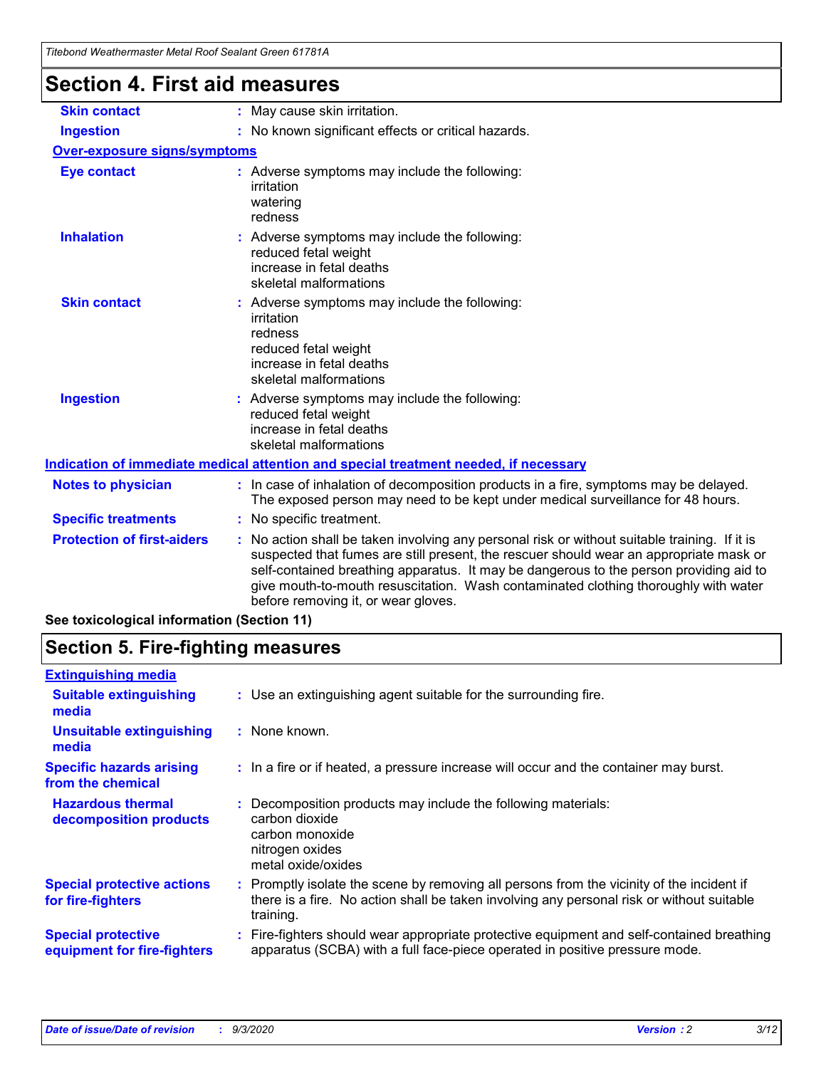# Section 4. First aid measures

| | |
|---|---|
| **Skin contact** | : May cause skin irritation. |
| **Ingestion** | : No known significant effects or critical hazards. |

**Over-exposure signs/symptoms**

| | |
|---|---|
| **Eye contact** | : Adverse symptoms may include the following:<br>irritation<br>watering<br>redness |
| **Inhalation** | : Adverse symptoms may include the following:<br>reduced fetal weight<br>increase in fetal deaths<br>skeletal malformations |
| **Skin contact** | : Adverse symptoms may include the following:<br>irritation<br>redness<br>reduced fetal weight<br>increase in fetal deaths<br>skeletal malformations |
| **Ingestion** | : Adverse symptoms may include the following:<br>reduced fetal weight<br>increase in fetal deaths<br>skeletal malformations |

**Indication of immediate medical attention and special treatment needed, if necessary**

| | |
|---|---|
| **Notes to physician** | : In case of inhalation of decomposition products in a fire, symptoms may be delayed. The exposed person may need to be kept under medical surveillance for 48 hours. |
| **Specific treatments** | : No specific treatment. |
| **Protection of first-aiders** | : No action shall be taken involving any personal risk or without suitable training. If it is suspected that fumes are still present, the rescuer should wear an appropriate mask or self-contained breathing apparatus. It may be dangerous to the person providing aid to give mouth-to-mouth resuscitation. Wash contaminated clothing thoroughly with water before removing it, or wear gloves. |

**See toxicological information (Section 11)**

# Section 5. Fire-fighting measures

**Extinguishing media**

| | |
|---|---|
| **Suitable extinguishing media** | : Use an extinguishing agent suitable for the surrounding fire. |
| **Unsuitable extinguishing media** | : None known. |
| **Specific hazards arising from the chemical** | : In a fire or if heated, a pressure increase will occur and the container may burst. |
| **Hazardous thermal decomposition products** | : Decomposition products may include the following materials:<br>carbon dioxide<br>carbon monoxide<br>nitrogen oxides<br>metal oxide/oxides |
| **Special protective actions for fire-fighters** | : Promptly isolate the scene by removing all persons from the vicinity of the incident if there is a fire. No action shall be taken involving any personal risk or without suitable training. |
| **Special protective equipment for fire-fighters** | : Fire-fighters should wear appropriate protective equipment and self-contained breathing apparatus (SCBA) with a full face-piece operated in positive pressure mode. |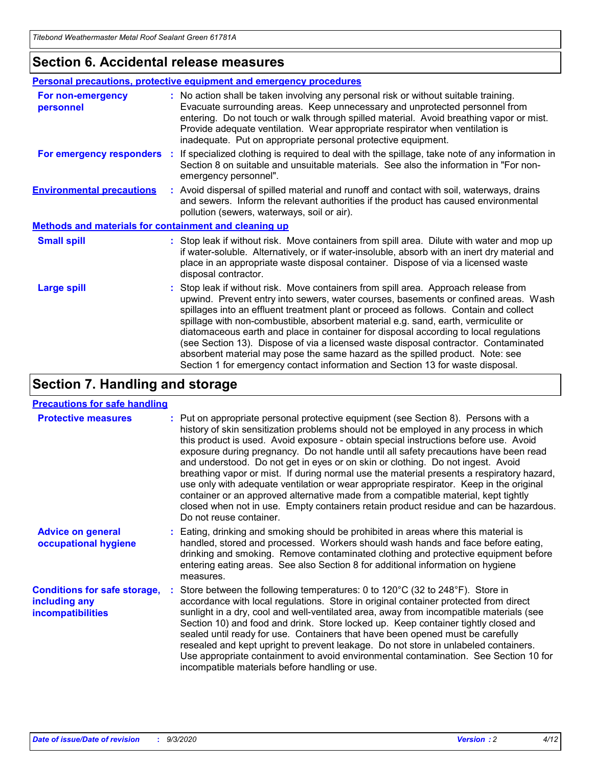## Section 6. Accidental release measures

### Personal precautions, protective equipment and emergency procedures

**For non-emergency personnel** : No action shall be taken involving any personal risk or without suitable training. Evacuate surrounding areas. Keep unnecessary and unprotected personnel from entering. Do not touch or walk through spilled material. Avoid breathing vapor or mist. Provide adequate ventilation. Wear appropriate respirator when ventilation is inadequate. Put on appropriate personal protective equipment.

**For emergency responders** : If specialized clothing is required to deal with the spillage, take note of any information in Section 8 on suitable and unsuitable materials. See also the information in "For non-emergency personnel".

**Environmental precautions** : Avoid dispersal of spilled material and runoff and contact with soil, waterways, drains and sewers. Inform the relevant authorities if the product has caused environmental pollution (sewers, waterways, soil or air).

### Methods and materials for containment and cleaning up

**Small spill** : Stop leak if without risk. Move containers from spill area. Dilute with water and mop up if water-soluble. Alternatively, or if water-insoluble, absorb with an inert dry material and place in an appropriate waste disposal container. Dispose of via a licensed waste disposal contractor.

**Large spill** : Stop leak if without risk. Move containers from spill area. Approach release from upwind. Prevent entry into sewers, water courses, basements or confined areas. Wash spillages into an effluent treatment plant or proceed as follows. Contain and collect spillage with non-combustible, absorbent material e.g. sand, earth, vermiculite or diatomaceous earth and place in container for disposal according to local regulations (see Section 13). Dispose of via a licensed waste disposal contractor. Contaminated absorbent material may pose the same hazard as the spilled product. Note: see Section 1 for emergency contact information and Section 13 for waste disposal.

## Section 7. Handling and storage

### Precautions for safe handling

**Protective measures** : Put on appropriate personal protective equipment (see Section 8). Persons with a history of skin sensitization problems should not be employed in any process in which this product is used. Avoid exposure - obtain special instructions before use. Avoid exposure during pregnancy. Do not handle until all safety precautions have been read and understood. Do not get in eyes or on skin or clothing. Do not ingest. Avoid breathing vapor or mist. If during normal use the material presents a respiratory hazard, use only with adequate ventilation or wear appropriate respirator. Keep in the original container or an approved alternative made from a compatible material, kept tightly closed when not in use. Empty containers retain product residue and can be hazardous. Do not reuse container.

**Advice on general occupational hygiene** : Eating, drinking and smoking should be prohibited in areas where this material is handled, stored and processed. Workers should wash hands and face before eating, drinking and smoking. Remove contaminated clothing and protective equipment before entering eating areas. See also Section 8 for additional information on hygiene measures.

**Conditions for safe storage, including any incompatibilities** : Store between the following temperatures: 0 to 120°C (32 to 248°F). Store in accordance with local regulations. Store in original container protected from direct sunlight in a dry, cool and well-ventilated area, away from incompatible materials (see Section 10) and food and drink. Store locked up. Keep container tightly closed and sealed until ready for use. Containers that have been opened must be carefully resealed and kept upright to prevent leakage. Do not store in unlabeled containers. Use appropriate containment to avoid environmental contamination. See Section 10 for incompatible materials before handling or use.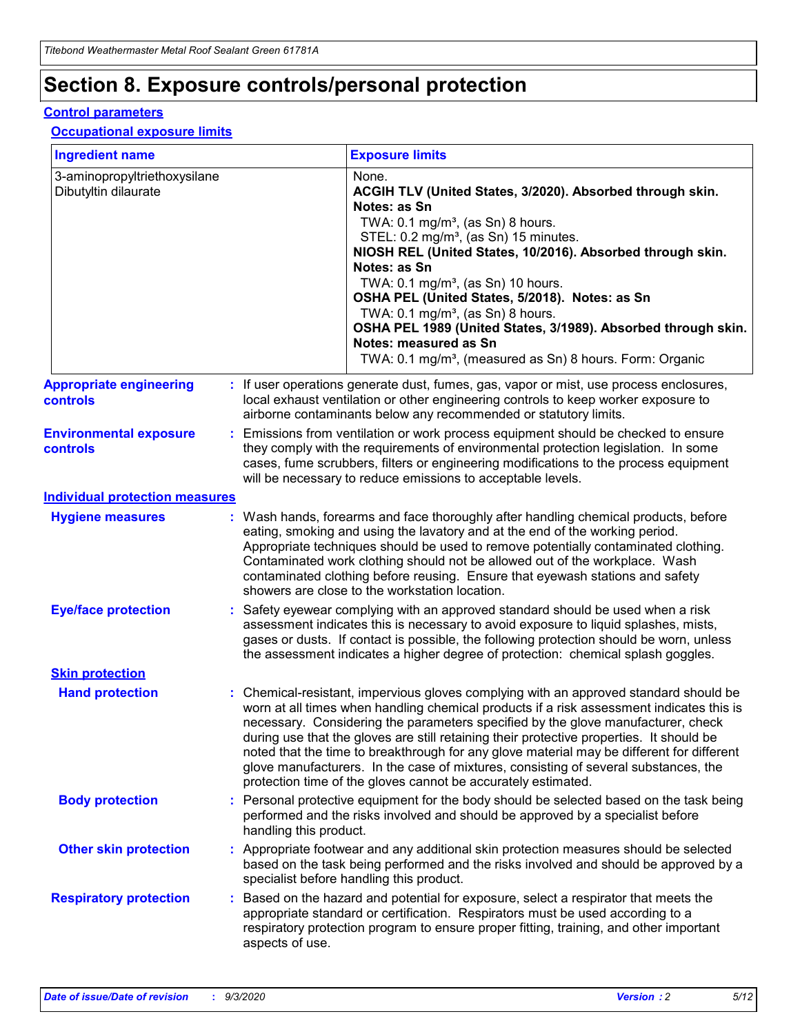# Section 8. Exposure controls/personal protection

## Control parameters

### Occupational exposure limits

| Ingredient name | Exposure limits |
|---|---|
| 3-aminopropyltriethoxysilane | None. |
| Dibutyltin dilaurate | **ACGIH TLV (United States, 3/2020). Absorbed through skin. Notes: as Sn**<br>TWA: 0.1 mg/m³, (as Sn) 8 hours.<br>STEL: 0.2 mg/m³, (as Sn) 15 minutes.<br>**NIOSH REL (United States, 10/2016). Absorbed through skin. Notes: as Sn**<br>TWA: 0.1 mg/m³, (as Sn) 10 hours.<br>**OSHA PEL (United States, 5/2018). Notes: as Sn**<br>TWA: 0.1 mg/m³, (as Sn) 8 hours.<br>**OSHA PEL 1989 (United States, 3/1989). Absorbed through skin. Notes: measured as Sn**<br>TWA: 0.1 mg/m³, (measured as Sn) 8 hours. Form: Organic |

**Appropriate engineering controls** : If user operations generate dust, fumes, gas, vapor or mist, use process enclosures, local exhaust ventilation or other engineering controls to keep worker exposure to airborne contaminants below any recommended or statutory limits.

**Environmental exposure controls** : Emissions from ventilation or work process equipment should be checked to ensure they comply with the requirements of environmental protection legislation. In some cases, fume scrubbers, filters or engineering modifications to the process equipment will be necessary to reduce emissions to acceptable levels.

## Individual protection measures

**Hygiene measures** : Wash hands, forearms and face thoroughly after handling chemical products, before eating, smoking and using the lavatory and at the end of the working period. Appropriate techniques should be used to remove potentially contaminated clothing. Contaminated work clothing should not be allowed out of the workplace. Wash contaminated clothing before reusing. Ensure that eyewash stations and safety showers are close to the workstation location.

**Eye/face protection** : Safety eyewear complying with an approved standard should be used when a risk assessment indicates this is necessary to avoid exposure to liquid splashes, mists, gases or dusts. If contact is possible, the following protection should be worn, unless the assessment indicates a higher degree of protection: chemical splash goggles.

### Skin protection

**Hand protection** : Chemical-resistant, impervious gloves complying with an approved standard should be worn at all times when handling chemical products if a risk assessment indicates this is necessary. Considering the parameters specified by the glove manufacturer, check during use that the gloves are still retaining their protective properties. It should be noted that the time to breakthrough for any glove material may be different for different glove manufacturers. In the case of mixtures, consisting of several substances, the protection time of the gloves cannot be accurately estimated.

**Body protection** : Personal protective equipment for the body should be selected based on the task being performed and the risks involved and should be approved by a specialist before handling this product.

**Other skin protection** : Appropriate footwear and any additional skin protection measures should be selected based on the task being performed and the risks involved and should be approved by a specialist before handling this product.

**Respiratory protection** : Based on the hazard and potential for exposure, select a respirator that meets the appropriate standard or certification. Respirators must be used according to a respiratory protection program to ensure proper fitting, training, and other important aspects of use.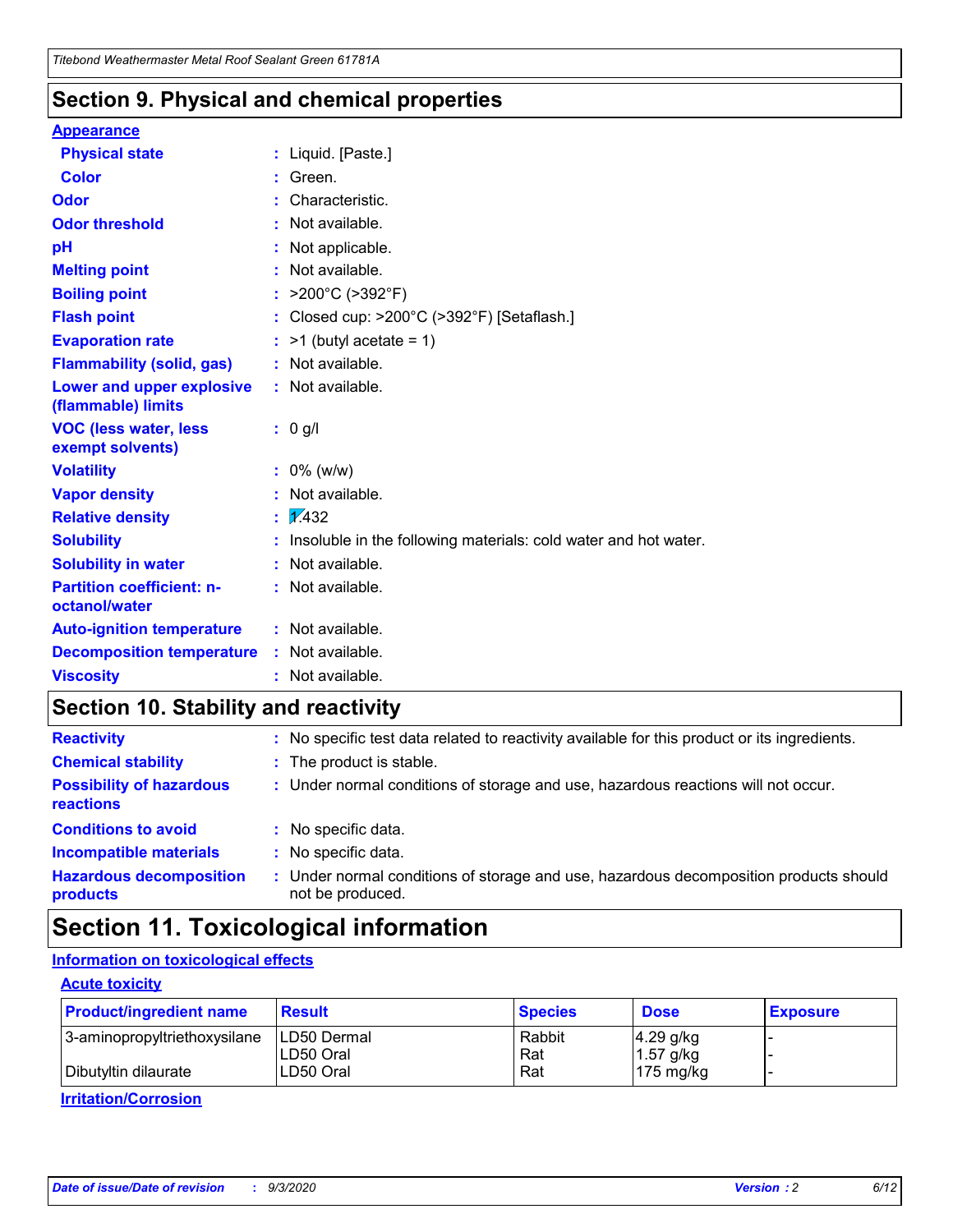## Section 9. Physical and chemical properties

**Appearance**

| | | |
|---|---|---|
| **Physical state** | : | Liquid. [Paste.] |
| **Color** | : | Green. |
| **Odor** | : | Characteristic. |
| **Odor threshold** | : | Not available. |
| **pH** | : | Not applicable. |
| **Melting point** | : | Not available. |
| **Boiling point** | : | >200°C (>392°F) |
| **Flash point** | : | Closed cup: >200°C (>392°F) [Setaflash.] |
| **Evaporation rate** | : | >1 (butyl acetate = 1) |
| **Flammability (solid, gas)** | : | Not available. |
| **Lower and upper explosive (flammable) limits** | : | Not available. |
| **VOC (less water, less exempt solvents)** | : | 0 g/l |
| **Volatility** | : | 0% (w/w) |
| **Vapor density** | : | Not available. |
| **Relative density** | : | 1.432 |
| **Solubility** | : | Insoluble in the following materials: cold water and hot water. |
| **Solubility in water** | : | Not available. |
| **Partition coefficient: n-octanol/water** | : | Not available. |
| **Auto-ignition temperature** | : | Not available. |
| **Decomposition temperature** | : | Not available. |
| **Viscosity** | : | Not available. |

## Section 10. Stability and reactivity

| | | |
|---|---|---|
| **Reactivity** | : | No specific test data related to reactivity available for this product or its ingredients. |
| **Chemical stability** | : | The product is stable. |
| **Possibility of hazardous reactions** | : | Under normal conditions of storage and use, hazardous reactions will not occur. |
| **Conditions to avoid** | : | No specific data. |
| **Incompatible materials** | : | No specific data. |
| **Hazardous decomposition products** | : | Under normal conditions of storage and use, hazardous decomposition products should not be produced. |

## Section 11. Toxicological information

**Information on toxicological effects**

**Acute toxicity**

| Product/ingredient name | Result | Species | Dose | Exposure |
|---|---|---|---|---|
| 3-aminopropyltriethoxysilane | LD50 Dermal | Rabbit | 4.29 g/kg | - |
| | LD50 Oral | Rat | 1.57 g/kg | - |
| Dibutyltin dilaurate | LD50 Oral | Rat | 175 mg/kg | - |

**Irritation/Corrosion**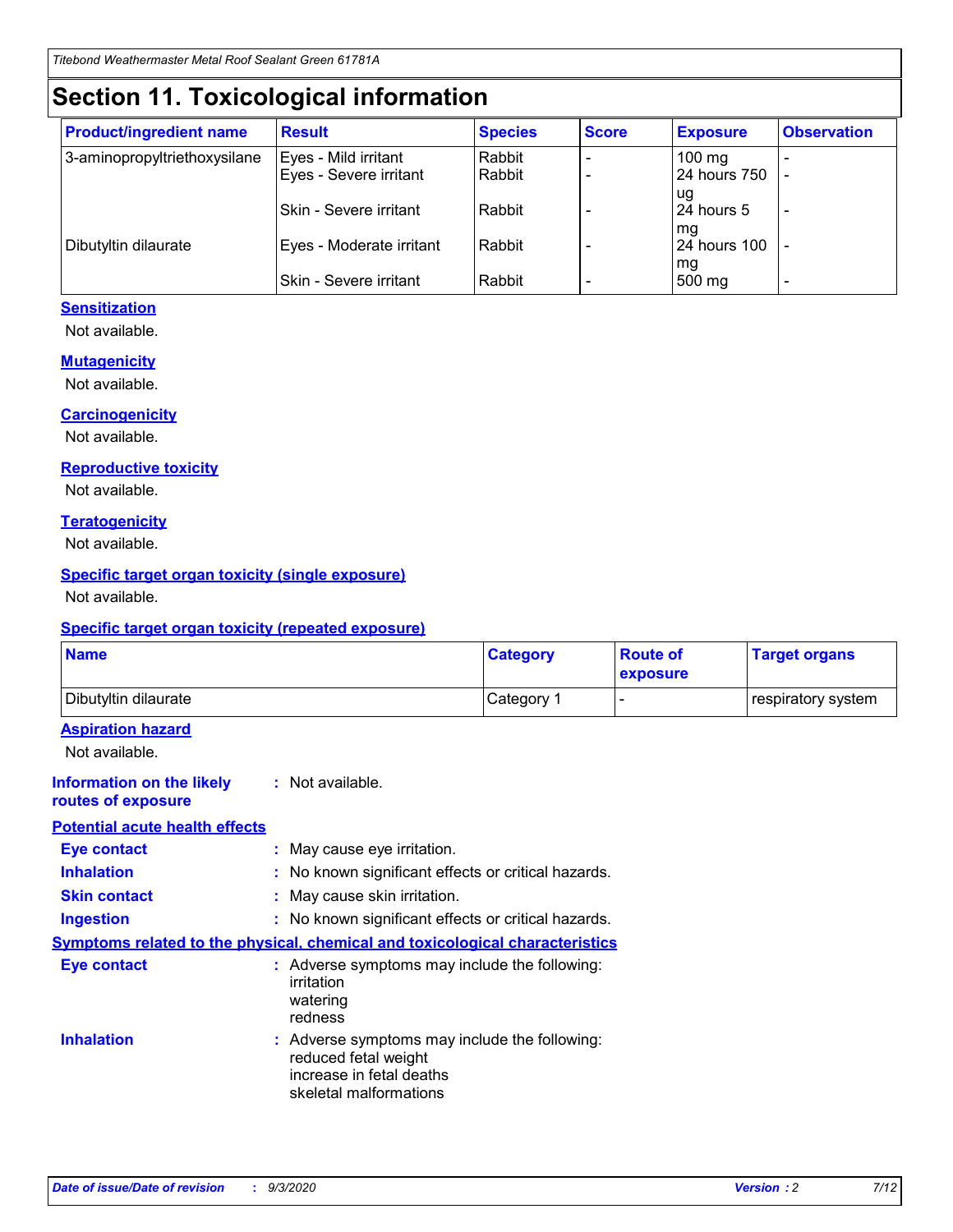# Section 11. Toxicological information

| Product/ingredient name | Result | Species | Score | Exposure | Observation |
|---|---|---|---|---|---|
| 3-aminopropyltriethoxysilane | Eyes - Mild irritant | Rabbit | - | 100 mg | - |
| | Eyes - Severe irritant | Rabbit | - | 24 hours 750 ug | - |
| | Skin - Severe irritant | Rabbit | - | 24 hours 5 mg | - |
| Dibutyltin dilaurate | Eyes - Moderate irritant | Rabbit | - | 24 hours 100 mg | - |
| | Skin - Severe irritant | Rabbit | - | 500 mg | - |

### Sensitization

Not available.

### Mutagenicity

Not available.

### Carcinogenicity

Not available.

### Reproductive toxicity

Not available.

### Teratogenicity

Not available.

### Specific target organ toxicity (single exposure)

Not available.

### Specific target organ toxicity (repeated exposure)

| Name | Category | Route of exposure | Target organs |
|---|---|---|---|
| Dibutyltin dilaurate | Category 1 | - | respiratory system |

### Aspiration hazard

Not available.

**Information on the likely routes of exposure** : Not available.

### Potential acute health effects

**Eye contact** : May cause eye irritation.

**Inhalation** : No known significant effects or critical hazards.

**Skin contact** : May cause skin irritation.

**Ingestion** : No known significant effects or critical hazards.

### Symptoms related to the physical, chemical and toxicological characteristics

**Eye contact** : Adverse symptoms may include the following:
irritation
watering
redness

**Inhalation** : Adverse symptoms may include the following:
reduced fetal weight
increase in fetal deaths
skeletal malformations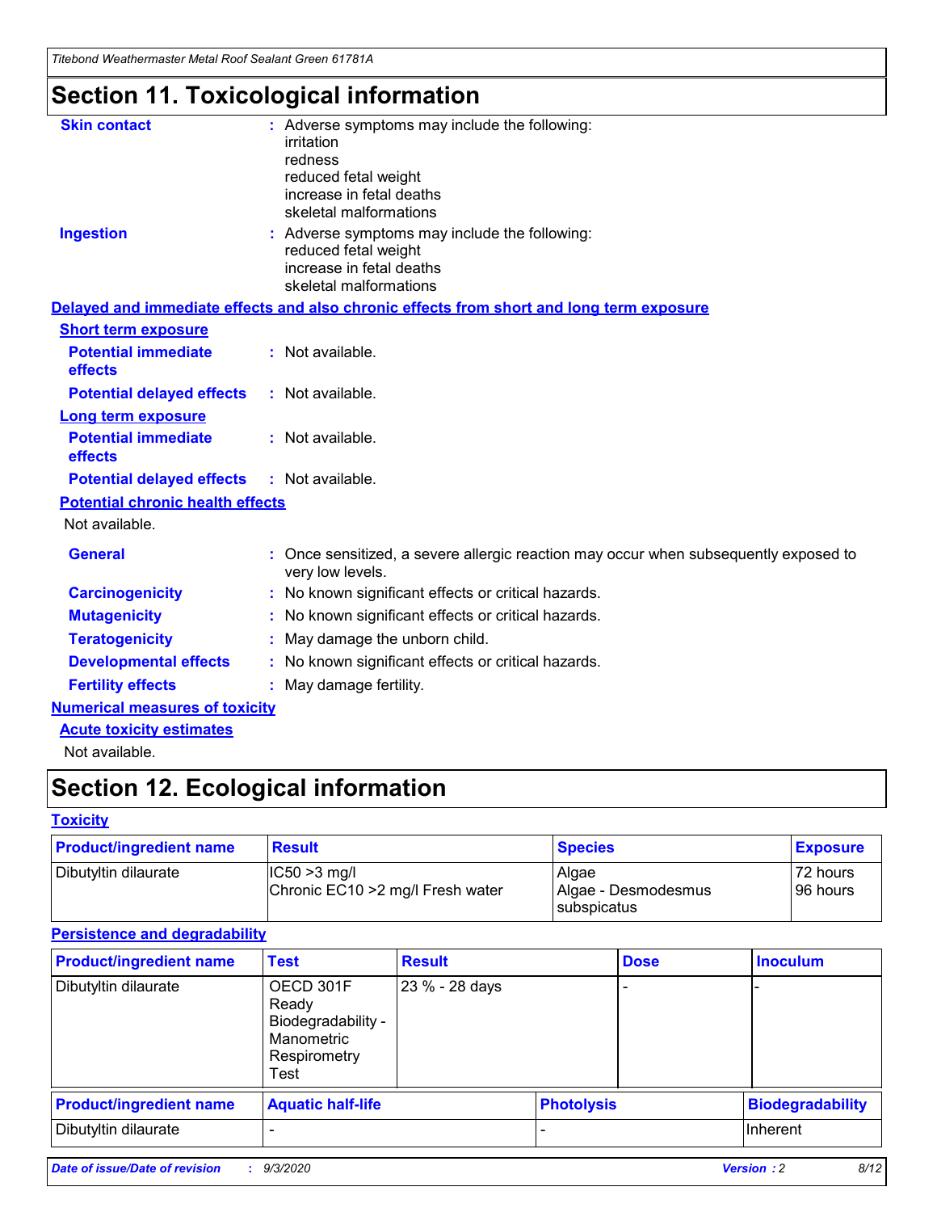# Section 11. Toxicological information

**Skin contact** : Adverse symptoms may include the following:
irritation
redness
reduced fetal weight
increase in fetal deaths
skeletal malformations

**Ingestion** : Adverse symptoms may include the following:
reduced fetal weight
increase in fetal deaths
skeletal malformations

**Delayed and immediate effects and also chronic effects from short and long term exposure**

**Short term exposure**

**Potential immediate effects** : Not available.

**Potential delayed effects** : Not available.

**Long term exposure**

**Potential immediate effects** : Not available.

**Potential delayed effects** : Not available.

**Potential chronic health effects**

Not available.

**General** : Once sensitized, a severe allergic reaction may occur when subsequently exposed to very low levels.

**Carcinogenicity** : No known significant effects or critical hazards.

**Mutagenicity** : No known significant effects or critical hazards.

**Teratogenicity** : May damage the unborn child.

**Developmental effects** : No known significant effects or critical hazards.

**Fertility effects** : May damage fertility.

**Numerical measures of toxicity**

**Acute toxicity estimates**

Not available.

# Section 12. Ecological information

**Toxicity**

| Product/ingredient name | Result | Species | Exposure |
|---|---|---|---|
| Dibutyltin dilaurate | IC50 >3 mg/l<br>Chronic EC10 >2 mg/l Fresh water | Algae<br>Algae - Desmodesmus subspicatus | 72 hours<br>96 hours |

**Persistence and degradability**

| Product/ingredient name | Test | Result | Dose | Inoculum |
|---|---|---|---|---|
| Dibutyltin dilaurate | OECD 301F Ready Biodegradability - Manometric Respirometry Test | 23 % - 28 days | - | - |

| Product/ingredient name | Aquatic half-life | Photolysis | Biodegradability |
|---|---|---|---|
| Dibutyltin dilaurate | - | - | Inherent |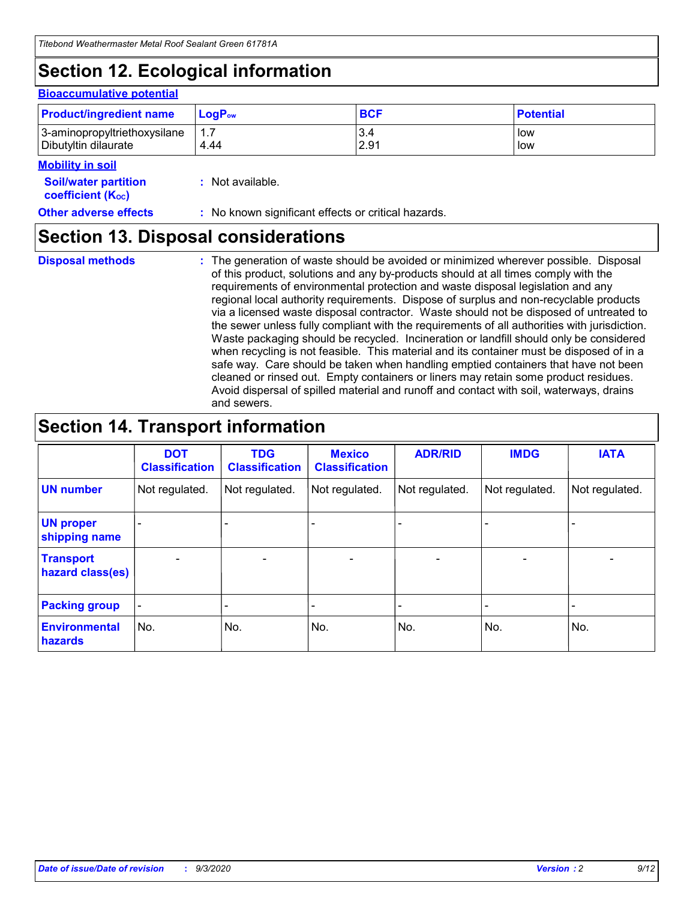# Section 12. Ecological information

### Bioaccumulative potential

| Product/ingredient name | $LogP_{ow}$ | BCF | Potential |
|---|---|---|---|
| 3-aminopropyltriethoxysilane<br>Dibutyltin dilaurate | 1.7<br>4.44 | 3.4<br>2.91 | low<br>low |

### Mobility in soil

**Soil/water partition coefficient ($K_{OC}$)** : Not available.

**Other adverse effects** : No known significant effects or critical hazards.

# Section 13. Disposal considerations

**Disposal methods** : The generation of waste should be avoided or minimized wherever possible. Disposal of this product, solutions and any by-products should at all times comply with the requirements of environmental protection and waste disposal legislation and any regional local authority requirements. Dispose of surplus and non-recyclable products via a licensed waste disposal contractor. Waste should not be disposed of untreated to the sewer unless fully compliant with the requirements of all authorities with jurisdiction. Waste packaging should be recycled. Incineration or landfill should only be considered when recycling is not feasible. This material and its container must be disposed of in a safe way. Care should be taken when handling emptied containers that have not been cleaned or rinsed out. Empty containers or liners may retain some product residues. Avoid dispersal of spilled material and runoff and contact with soil, waterways, drains and sewers.

# Section 14. Transport information

| | DOT Classification | TDG Classification | Mexico Classification | ADR/RID | IMDG | IATA |
|---|---|---|---|---|---|---|
| **UN number** | Not regulated. | Not regulated. | Not regulated. | Not regulated. | Not regulated. | Not regulated. |
| **UN proper shipping name** | - | - | - | - | - | - |
| **Transport hazard class(es)** | - | - | - | - | - | - |
| **Packing group** | - | - | - | - | - | - |
| **Environmental hazards** | No. | No. | No. | No. | No. | No. |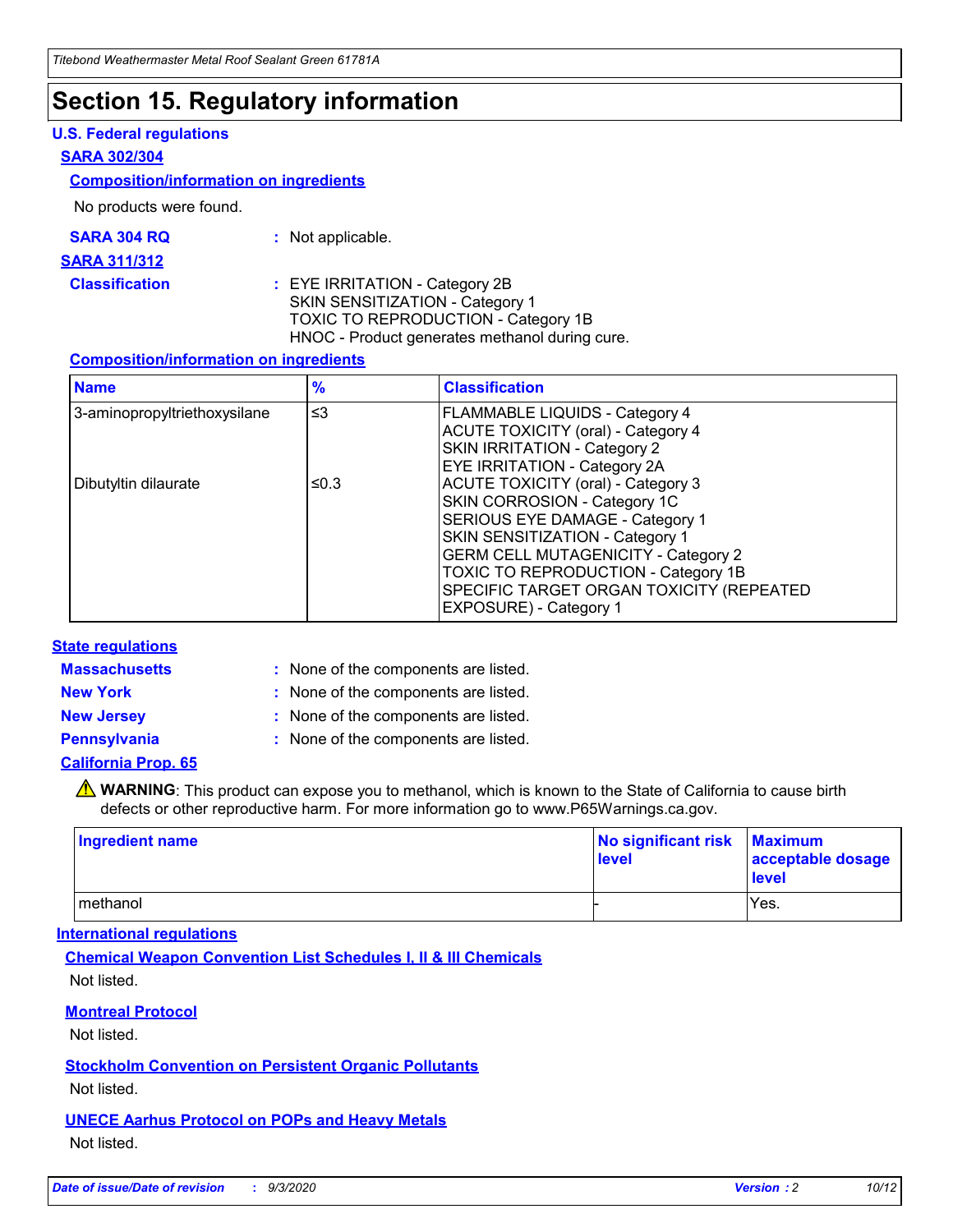# Section 15. Regulatory information

## U.S. Federal regulations

### SARA 302/304

#### Composition/information on ingredients

No products were found.

**SARA 304 RQ** : Not applicable.

### SARA 311/312

**Classification** : EYE IRRITATION - Category 2B
SKIN SENSITIZATION - Category 1
TOXIC TO REPRODUCTION - Category 1B
HNOC - Product generates methanol during cure.

#### Composition/information on ingredients

| Name | % | Classification |
| --- | --- | --- |
| 3-aminopropyltriethoxysilane | ≤3 | FLAMMABLE LIQUIDS - Category 4<br>ACUTE TOXICITY (oral) - Category 4<br>SKIN IRRITATION - Category 2<br>EYE IRRITATION - Category 2A |
| Dibutyltin dilaurate | ≤0.3 | ACUTE TOXICITY (oral) - Category 3<br>SKIN CORROSION - Category 1C<br>SERIOUS EYE DAMAGE - Category 1<br>SKIN SENSITIZATION - Category 1<br>GERM CELL MUTAGENICITY - Category 2<br>TOXIC TO REPRODUCTION - Category 1B<br>SPECIFIC TARGET ORGAN TOXICITY (REPEATED EXPOSURE) - Category 1 |

## State regulations

**Massachusetts** : None of the components are listed.

**New York** : None of the components are listed.

**New Jersey** : None of the components are listed.

**Pennsylvania** : None of the components are listed.

### California Prop. 65

⚠ **WARNING**: This product can expose you to methanol, which is known to the State of California to cause birth defects or other reproductive harm. For more information go to www.P65Warnings.ca.gov.

| Ingredient name | No significant risk level | Maximum acceptable dosage level |
| --- | --- | --- |
| methanol | - | Yes. |

## International regulations

### Chemical Weapon Convention List Schedules I, II & III Chemicals

Not listed.

### Montreal Protocol

Not listed.

### Stockholm Convention on Persistent Organic Pollutants

Not listed.

### UNECE Aarhus Protocol on POPs and Heavy Metals

Not listed.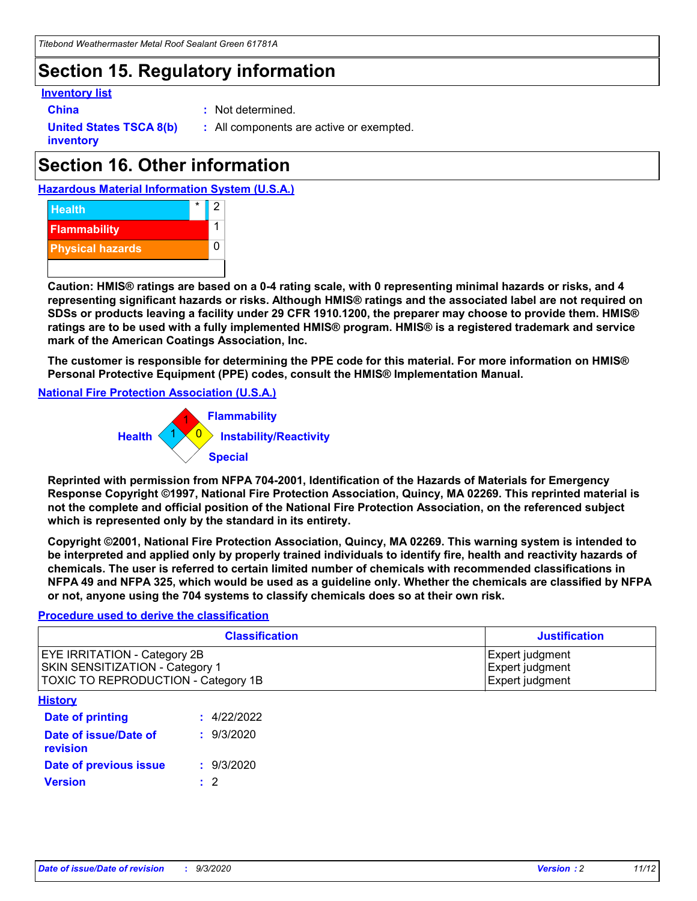## Section 15. Regulatory information

**Inventory list**

**China** : Not determined.

**United States TSCA 8(b) inventory** : All components are active or exempted.

## Section 16. Other information

**Hazardous Material Information System (U.S.A.)**

| | | |
|---|---|---|
| Health | * | 2 |
| Flammability | | 1 |
| Physical hazards | | 0 |

**Caution: HMIS® ratings are based on a 0-4 rating scale, with 0 representing minimal hazards or risks, and 4 representing significant hazards or risks. Although HMIS® ratings and the associated label are not required on SDSs or products leaving a facility under 29 CFR 1910.1200, the preparer may choose to provide them. HMIS® ratings are to be used with a fully implemented HMIS® program. HMIS® is a registered trademark and service mark of the American Coatings Association, Inc.**

**The customer is responsible for determining the PPE code for this material. For more information on HMIS® Personal Protective Equipment (PPE) codes, consult the HMIS® Implementation Manual.**

**National Fire Protection Association (U.S.A.)**

Flammability: 1
Health: 1
Instability/Reactivity: 0
Special:

**Reprinted with permission from NFPA 704-2001, Identification of the Hazards of Materials for Emergency Response Copyright ©1997, National Fire Protection Association, Quincy, MA 02269. This reprinted material is not the complete and official position of the National Fire Protection Association, on the referenced subject which is represented only by the standard in its entirety.**

**Copyright ©2001, National Fire Protection Association, Quincy, MA 02269. This warning system is intended to be interpreted and applied only by properly trained individuals to identify fire, health and reactivity hazards of chemicals. The user is referred to certain limited number of chemicals with recommended classifications in NFPA 49 and NFPA 325, which would be used as a guideline only. Whether the chemicals are classified by NFPA or not, anyone using the 704 systems to classify chemicals does so at their own risk.**

**Procedure used to derive the classification**

| Classification | Justification |
|---|---|
| EYE IRRITATION - Category 2B | Expert judgment |
| SKIN SENSITIZATION - Category 1 | Expert judgment |
| TOXIC TO REPRODUCTION - Category 1B | Expert judgment |

**History**

**Date of printing** : 4/22/2022

**Date of issue/Date of revision** : 9/3/2020

**Date of previous issue** : 9/3/2020

**Version** : 2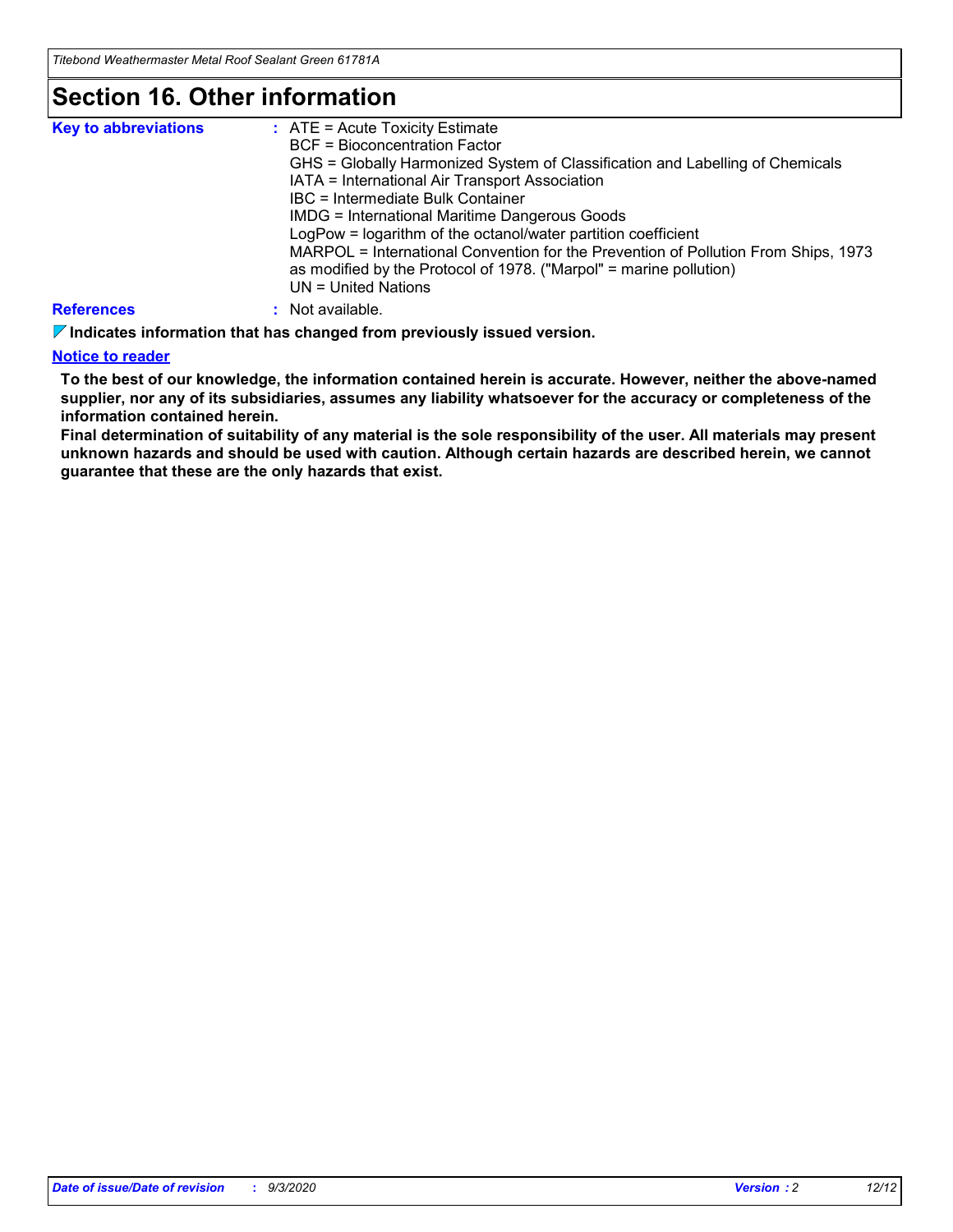# Section 16. Other information

**Key to abbreviations** : ATE = Acute Toxicity Estimate
BCF = Bioconcentration Factor
GHS = Globally Harmonized System of Classification and Labelling of Chemicals
IATA = International Air Transport Association
IBC = Intermediate Bulk Container
IMDG = International Maritime Dangerous Goods
LogPow = logarithm of the octanol/water partition coefficient
MARPOL = International Convention for the Prevention of Pollution From Ships, 1973 as modified by the Protocol of 1978. ("Marpol" = marine pollution)
UN = United Nations

**References** : Not available.

**Indicates information that has changed from previously issued version.**

**Notice to reader**

**To the best of our knowledge, the information contained herein is accurate. However, neither the above-named supplier, nor any of its subsidiaries, assumes any liability whatsoever for the accuracy or completeness of the information contained herein.**

**Final determination of suitability of any material is the sole responsibility of the user. All materials may present unknown hazards and should be used with caution. Although certain hazards are described herein, we cannot guarantee that these are the only hazards that exist.**